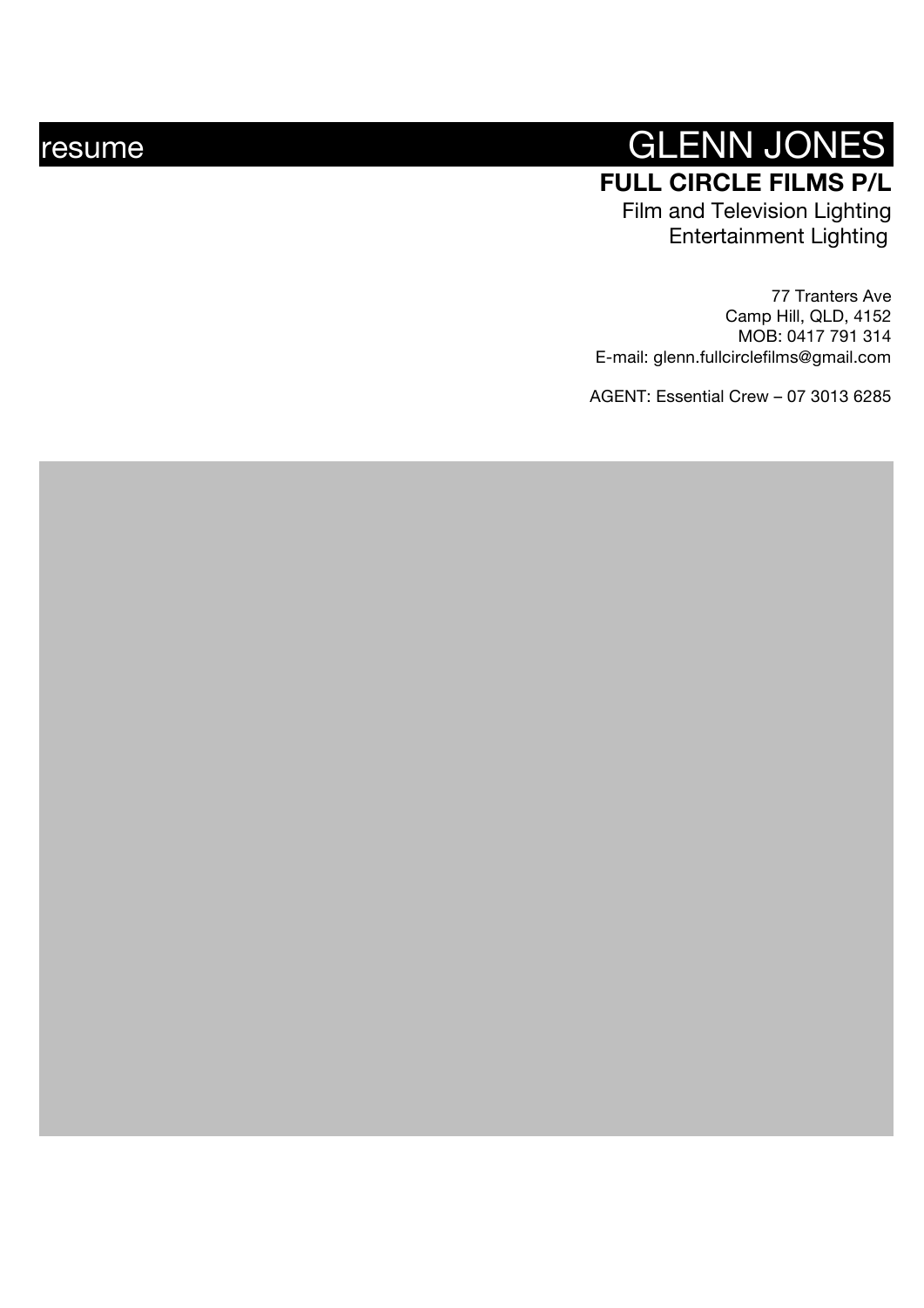resume

# GLENN JONES

**FULL CIRCLE FILMS P/L**

Film and Television Lighting
Entertainment Lighting

77 Tranters Ave
Camp Hill, QLD, 4152
MOB: 0417 791 314
E-mail: glenn.fullcirclefilms@gmail.com

AGENT: Essential Crew – 07 3013 6285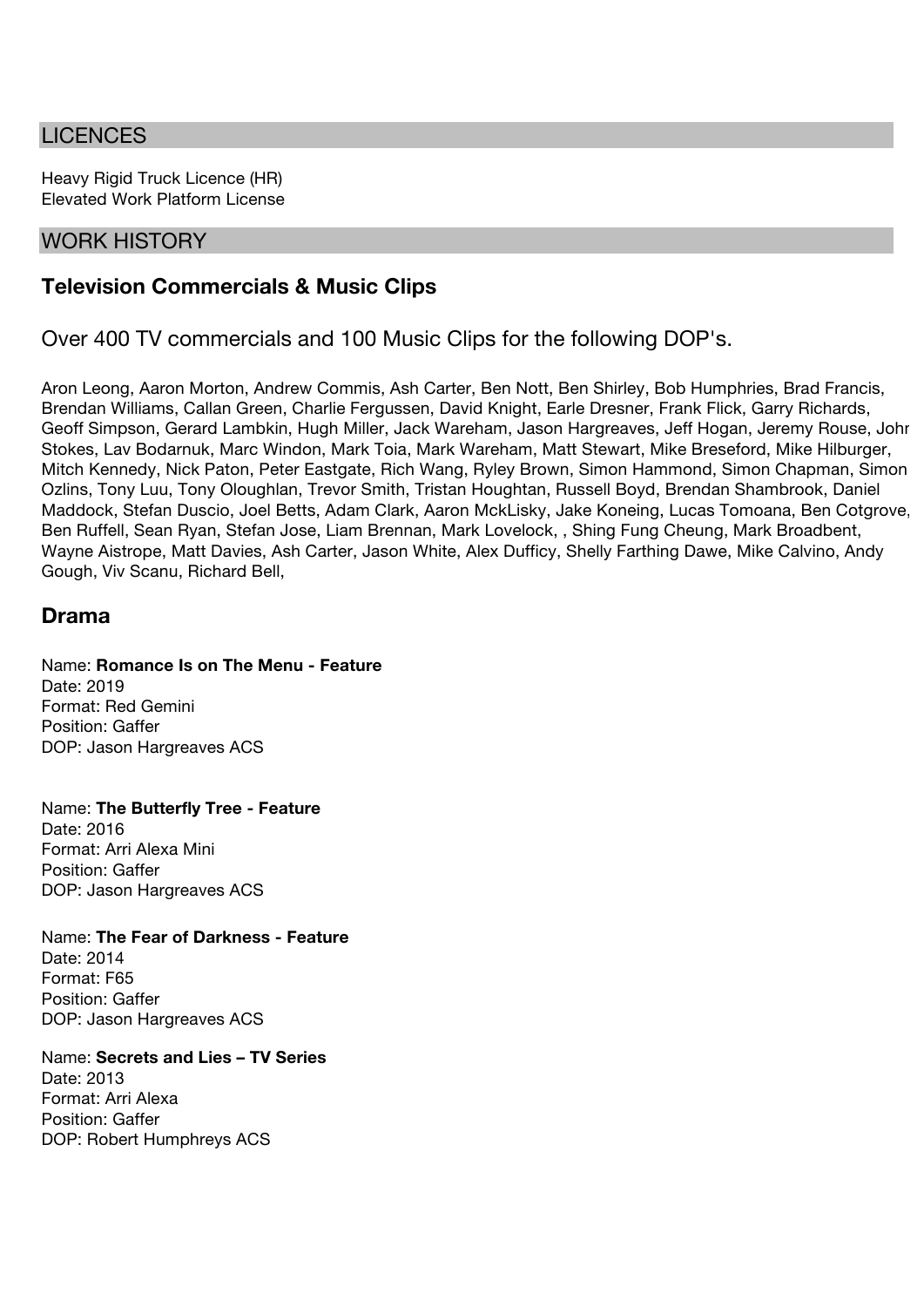## LICENCES

Heavy Rigid Truck Licence (HR)
Elevated Work Platform License

## WORK HISTORY

### Television Commercials & Music Clips

Over 400 TV commercials and 100 Music Clips for the following DOP's.

Aron Leong, Aaron Morton, Andrew Commis, Ash Carter, Ben Nott, Ben Shirley, Bob Humphries, Brad Francis, Brendan Williams, Callan Green, Charlie Fergussen, David Knight, Earle Dresner, Frank Flick, Garry Richards, Geoff Simpson, Gerard Lambkin, Hugh Miller, Jack Wareham, Jason Hargreaves, Jeff Hogan, Jeremy Rouse, John Stokes, Lav Bodarnuk, Marc Windon, Mark Toia, Mark Wareham, Matt Stewart, Mike Breseford, Mike Hilburger, Mitch Kennedy, Nick Paton, Peter Eastgate, Rich Wang, Ryley Brown, Simon Hammond, Simon Chapman, Simon Ozlins, Tony Luu, Tony Oloughlan, Trevor Smith, Tristan Houghtan, Russell Boyd, Brendan Shambrook, Daniel Maddock, Stefan Duscio, Joel Betts, Adam Clark, Aaron McKLisky, Jake Koneing, Lucas Tomoana, Ben Cotgrove, Ben Ruffell, Sean Ryan, Stefan Jose, Liam Brennan, Mark Lovelock, , Shing Fung Cheung, Mark Broadbent, Wayne Aistrope, Matt Davies, Ash Carter, Jason White, Alex Dufficy, Shelly Farthing Dawe, Mike Calvino, Andy Gough, Viv Scanu, Richard Bell,

### Drama

Name: **Romance Is on The Menu - Feature**
Date: 2019
Format: Red Gemini
Position: Gaffer
DOP: Jason Hargreaves ACS

Name: **The Butterfly Tree - Feature**
Date: 2016
Format: Arri Alexa Mini
Position: Gaffer
DOP: Jason Hargreaves ACS

Name: **The Fear of Darkness - Feature**
Date: 2014
Format: F65
Position: Gaffer
DOP: Jason Hargreaves ACS

Name: **Secrets and Lies – TV Series**
Date: 2013
Format: Arri Alexa
Position: Gaffer
DOP: Robert Humphreys ACS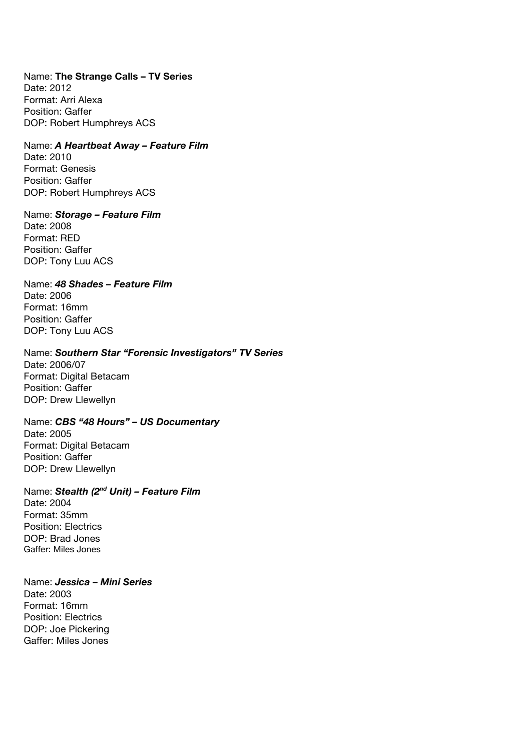Name: **The Strange Calls – TV Series**
Date: 2012
Format: Arri Alexa
Position: Gaffer
DOP: Robert Humphreys ACS

Name: ***A Heartbeat Away – Feature Film***
Date: 2010
Format: Genesis
Position: Gaffer
DOP: Robert Humphreys ACS

Name: ***Storage – Feature Film***
Date: 2008
Format: RED
Position: Gaffer
DOP: Tony Luu ACS

Name: ***48 Shades – Feature Film***
Date: 2006
Format: 16mm
Position: Gaffer
DOP: Tony Luu ACS

Name: ***Southern Star "Forensic Investigators" TV Series***
Date: 2006/07
Format: Digital Betacam
Position: Gaffer
DOP: Drew Llewellyn

Name: ***CBS "48 Hours" – US Documentary***
Date: 2005
Format: Digital Betacam
Position: Gaffer
DOP: Drew Llewellyn

Name: ***Stealth (2nd Unit) – Feature Film***
Date: 2004
Format: 35mm
Position: Electrics
DOP: Brad Jones
Gaffer: Miles Jones

Name: ***Jessica – Mini Series***
Date: 2003
Format: 16mm
Position: Electrics
DOP: Joe Pickering
Gaffer: Miles Jones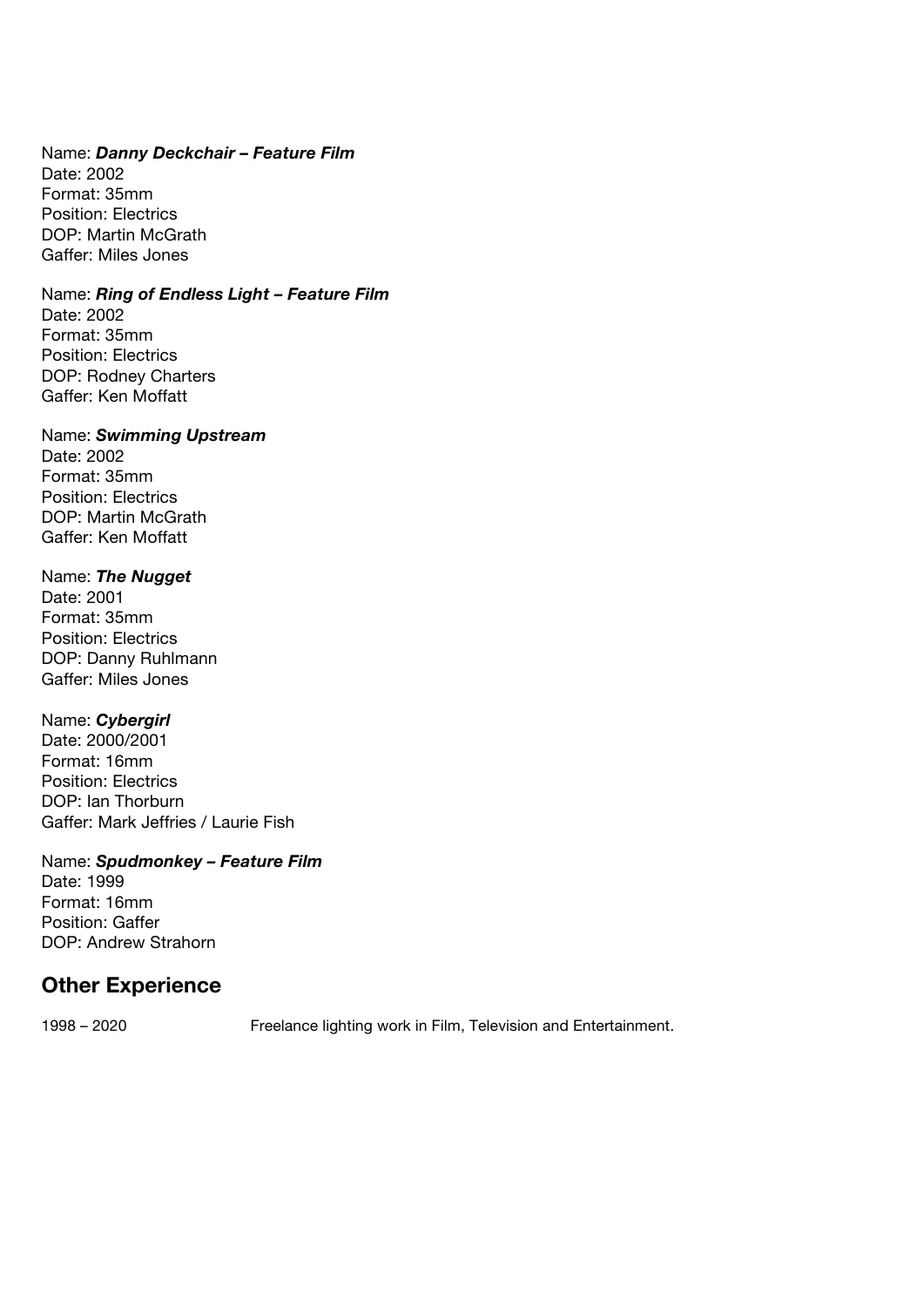Name: ***Danny Deckchair – Feature Film***
Date: 2002
Format: 35mm
Position: Electrics
DOP: Martin McGrath
Gaffer: Miles Jones

Name: ***Ring of Endless Light – Feature Film***
Date: 2002
Format: 35mm
Position: Electrics
DOP: Rodney Charters
Gaffer: Ken Moffatt

Name: ***Swimming Upstream***
Date: 2002
Format: 35mm
Position: Electrics
DOP: Martin McGrath
Gaffer: Ken Moffatt

Name: ***The Nugget***
Date: 2001
Format: 35mm
Position: Electrics
DOP: Danny Ruhlmann
Gaffer: Miles Jones

Name: ***Cybergirl***
Date: 2000/2001
Format: 16mm
Position: Electrics
DOP: Ian Thorburn
Gaffer: Mark Jeffries / Laurie Fish

Name: ***Spudmonkey – Feature Film***
Date: 1999
Format: 16mm
Position: Gaffer
DOP: Andrew Strahorn

## Other Experience

1998 – 2020 Freelance lighting work in Film, Television and Entertainment.